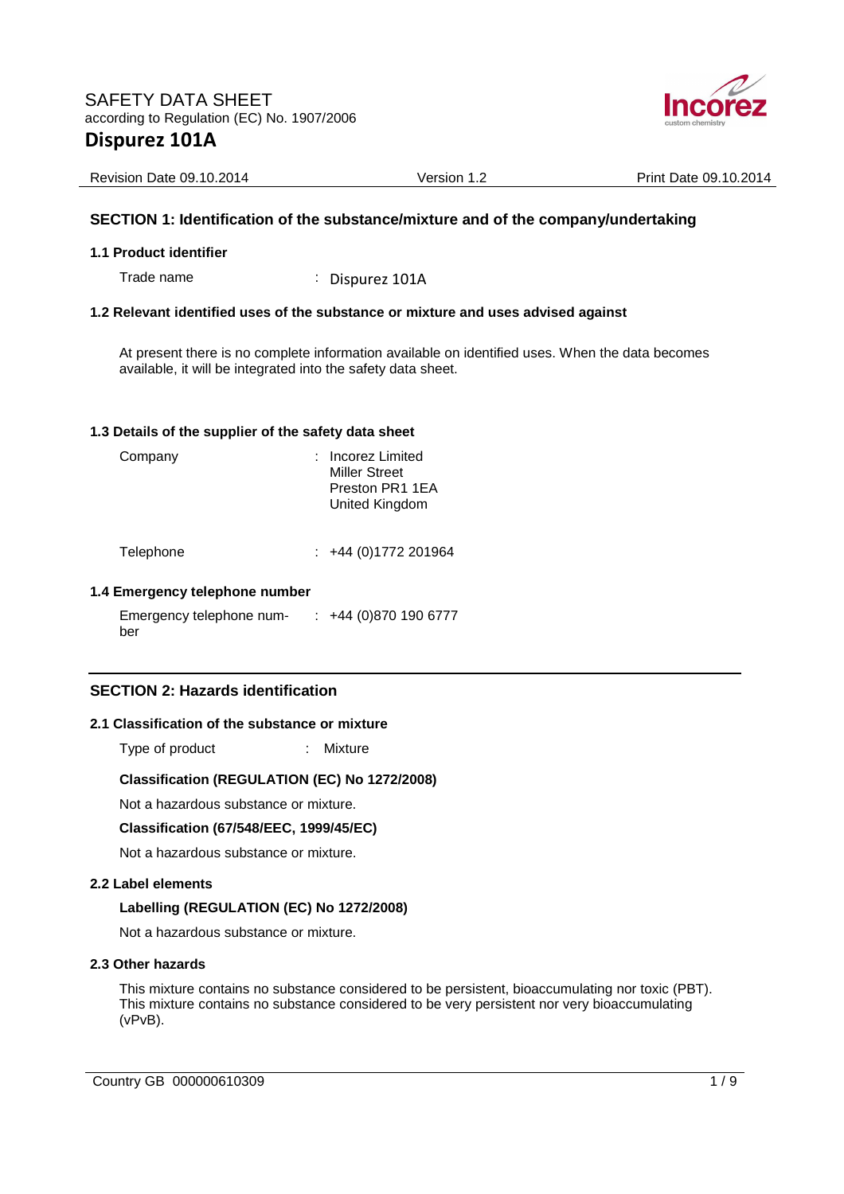SAFETY DATA SHEET
according to Regulation (EC) No. 1907/2006

# Dispurez 101A

Revision Date 09.10.2014 | Version 1.2 | Print Date 09.10.2014

## SECTION 1: Identification of the substance/mixture and of the company/undertaking

### 1.1 Product identifier

Trade name : Dispurez 101A

### 1.2 Relevant identified uses of the substance or mixture and uses advised against

At present there is no complete information available on identified uses. When the data becomes available, it will be integrated into the safety data sheet.

### 1.3 Details of the supplier of the safety data sheet

Company : Incorez Limited
Miller Street
Preston PR1 1EA
United Kingdom

Telephone : +44 (0)1772 201964

### 1.4 Emergency telephone number

Emergency telephone number : +44 (0)870 190 6777

## SECTION 2: Hazards identification

### 2.1 Classification of the substance or mixture

Type of product : Mixture

**Classification (REGULATION (EC) No 1272/2008)**

Not a hazardous substance or mixture.

**Classification (67/548/EEC, 1999/45/EC)**

Not a hazardous substance or mixture.

### 2.2 Label elements

**Labelling (REGULATION (EC) No 1272/2008)**

Not a hazardous substance or mixture.

### 2.3 Other hazards

This mixture contains no substance considered to be persistent, bioaccumulating nor toxic (PBT).
This mixture contains no substance considered to be very persistent nor very bioaccumulating (vPvB).

Country GB 000000610309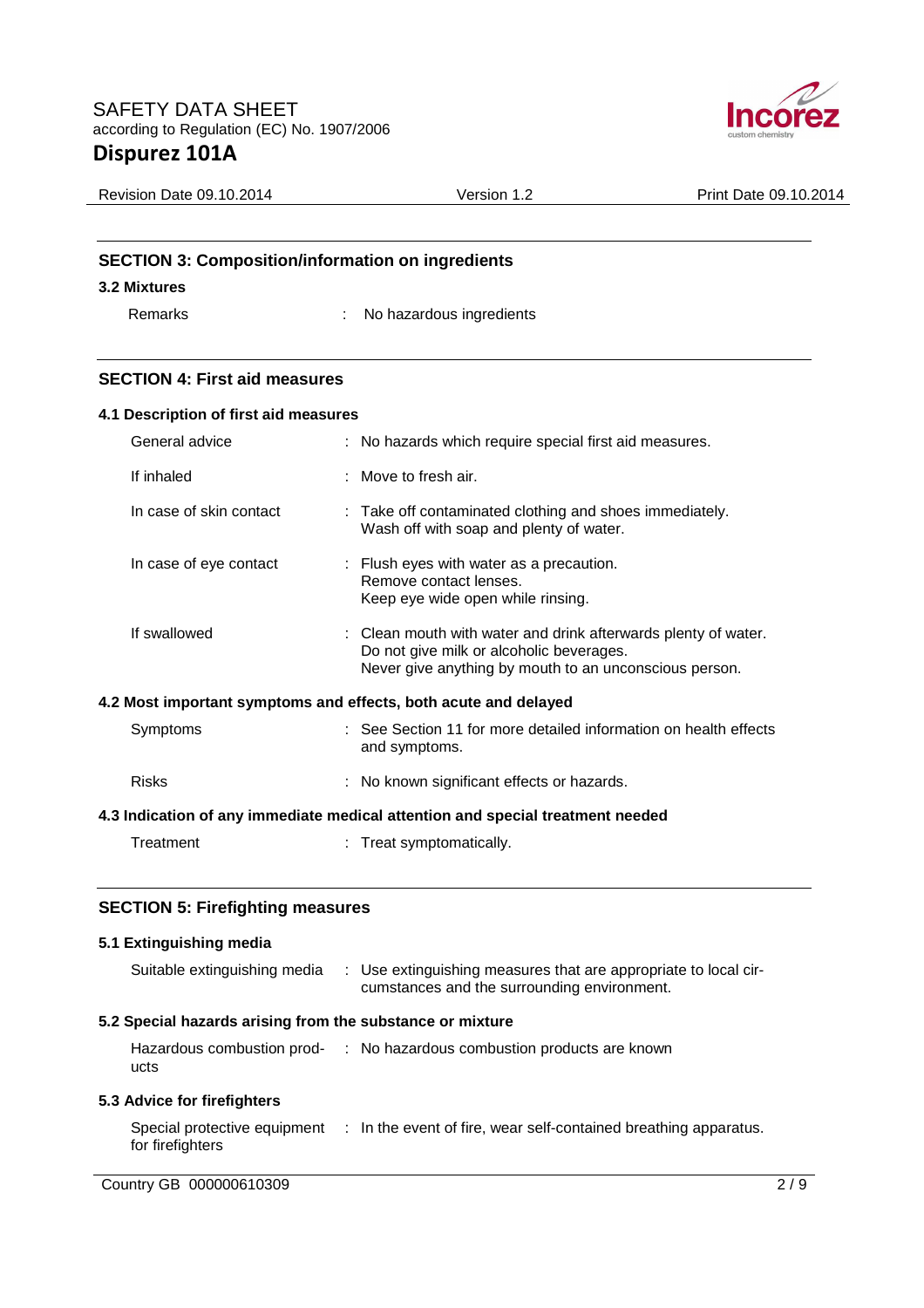## SECTION 3: Composition/information on ingredients

### 3.2 Mixtures

Remarks : No hazardous ingredients

## SECTION 4: First aid measures

### 4.1 Description of first aid measures

| | |
|---|---|
| General advice | : No hazards which require special first aid measures. |
| If inhaled | : Move to fresh air. |
| In case of skin contact | : Take off contaminated clothing and shoes immediately. Wash off with soap and plenty of water. |
| In case of eye contact | : Flush eyes with water as a precaution. Remove contact lenses. Keep eye wide open while rinsing. |
| If swallowed | : Clean mouth with water and drink afterwards plenty of water. Do not give milk or alcoholic beverages. Never give anything by mouth to an unconscious person. |

### 4.2 Most important symptoms and effects, both acute and delayed

| | |
|---|---|
| Symptoms | : See Section 11 for more detailed information on health effects and symptoms. |
| Risks | : No known significant effects or hazards. |

### 4.3 Indication of any immediate medical attention and special treatment needed

Treatment : Treat symptomatically.

## SECTION 5: Firefighting measures

### 5.1 Extinguishing media

Suitable extinguishing media : Use extinguishing measures that are appropriate to local circumstances and the surrounding environment.

### 5.2 Special hazards arising from the substance or mixture

Hazardous combustion products : No hazardous combustion products are known

### 5.3 Advice for firefighters

Special protective equipment for firefighters : In the event of fire, wear self-contained breathing apparatus.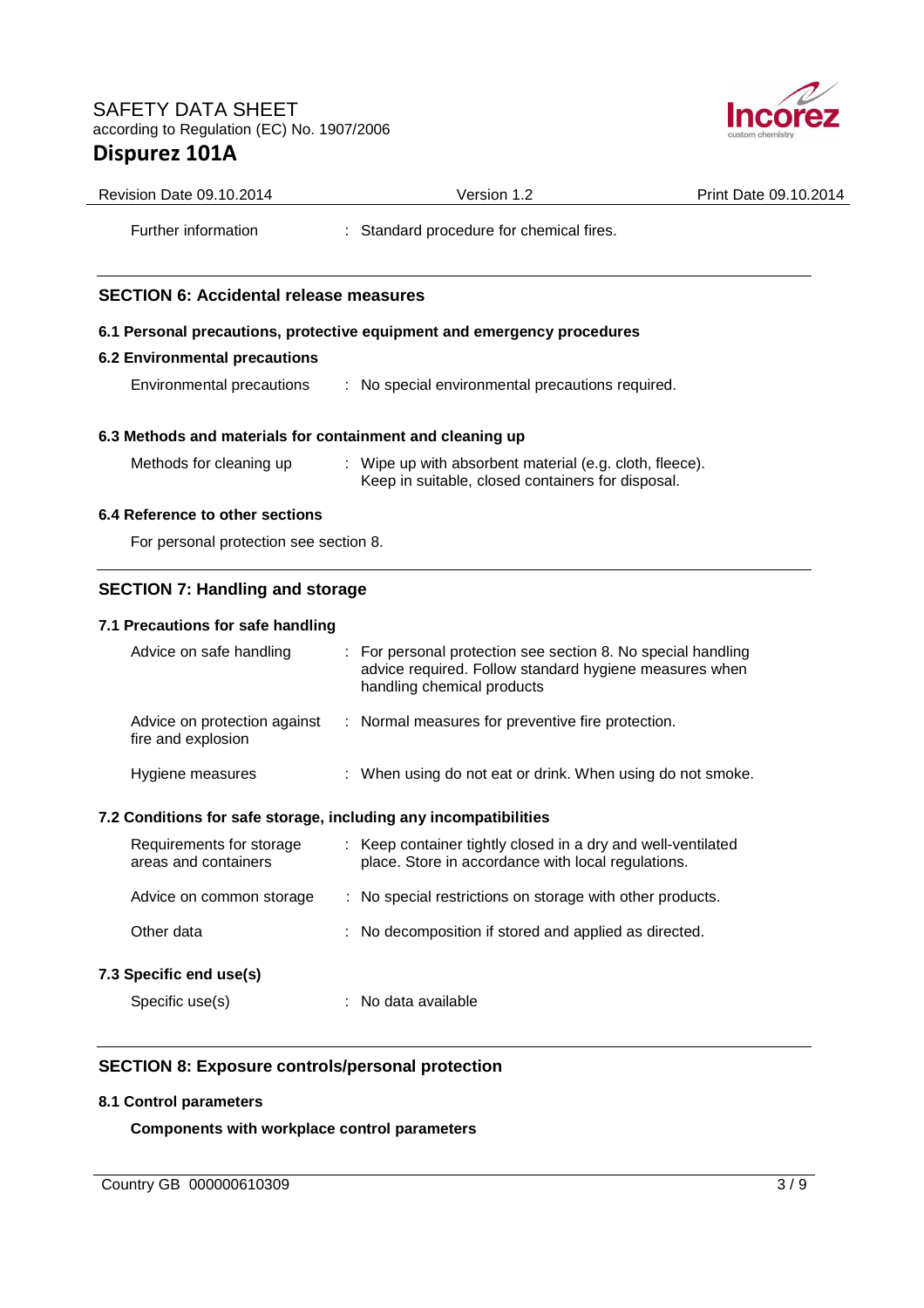| | | |
|---|---|---|
| Further information | : | Standard procedure for chemical fires. |

## SECTION 6: Accidental release measures

### 6.1 Personal precautions, protective equipment and emergency procedures

### 6.2 Environmental precautions

| | | |
|---|---|---|
| Environmental precautions | : | No special environmental precautions required. |

### 6.3 Methods and materials for containment and cleaning up

| | | |
|---|---|---|
| Methods for cleaning up | : | Wipe up with absorbent material (e.g. cloth, fleece). Keep in suitable, closed containers for disposal. |

### 6.4 Reference to other sections

For personal protection see section 8.

## SECTION 7: Handling and storage

### 7.1 Precautions for safe handling

| | | |
|---|---|---|
| Advice on safe handling | : | For personal protection see section 8. No special handling advice required. Follow standard hygiene measures when handling chemical products |
| Advice on protection against fire and explosion | : | Normal measures for preventive fire protection. |
| Hygiene measures | : | When using do not eat or drink. When using do not smoke. |

### 7.2 Conditions for safe storage, including any incompatibilities

| | | |
|---|---|---|
| Requirements for storage areas and containers | : | Keep container tightly closed in a dry and well-ventilated place. Store in accordance with local regulations. |
| Advice on common storage | : | No special restrictions on storage with other products. |
| Other data | : | No decomposition if stored and applied as directed. |

### 7.3 Specific end use(s)

| | | |
|---|---|---|
| Specific use(s) | : | No data available |

## SECTION 8: Exposure controls/personal protection

### 8.1 Control parameters

**Components with workplace control parameters**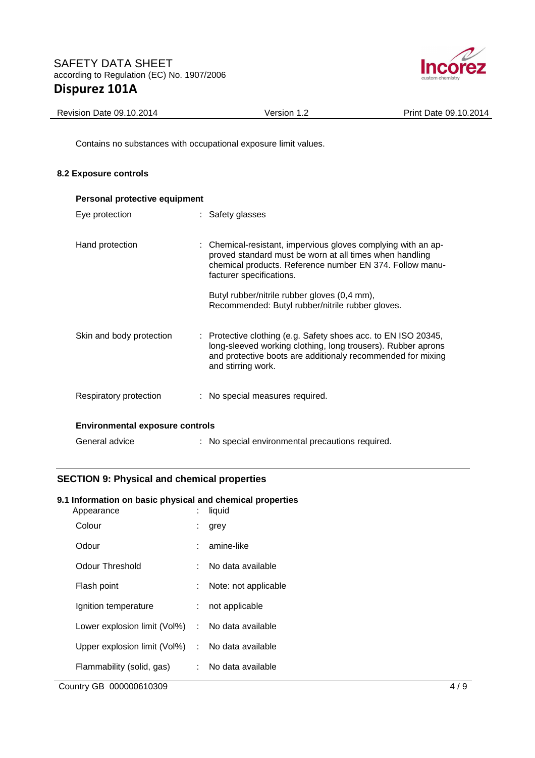Contains no substances with occupational exposure limit values.

### 8.2 Exposure controls

**Personal protective equipment**

| | |
|---|---|
| Eye protection | : Safety glasses |
| Hand protection | : Chemical-resistant, impervious gloves complying with an approved standard must be worn at all times when handling chemical products. Reference number EN 374. Follow manufacturer specifications.<br><br>Butyl rubber/nitrile rubber gloves (0,4 mm), Recommended: Butyl rubber/nitrile rubber gloves. |
| Skin and body protection | : Protective clothing (e.g. Safety shoes acc. to EN ISO 20345, long-sleeved working clothing, long trousers). Rubber aprons and protective boots are additionaly recommended for mixing and stirring work. |
| Respiratory protection | : No special measures required. |

**Environmental exposure controls**

| | |
|---|---|
| General advice | : No special environmental precautions required. |

## SECTION 9: Physical and chemical properties

### 9.1 Information on basic physical and chemical properties

| | |
|---|---|
| Appearance | : liquid |
| Colour | : grey |
| Odour | : amine-like |
| Odour Threshold | : No data available |
| Flash point | : Note: not applicable |
| Ignition temperature | : not applicable |
| Lower explosion limit (Vol%) | : No data available |
| Upper explosion limit (Vol%) | : No data available |
| Flammability (solid, gas) | : No data available |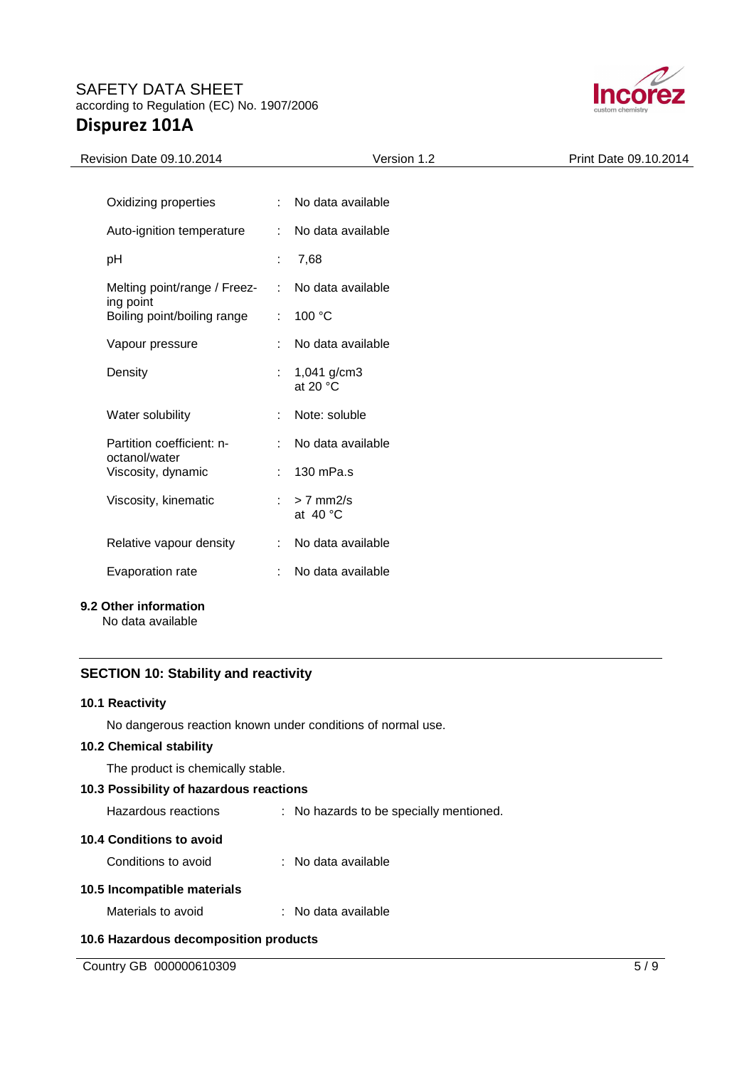| Property | | Value |
|---|---|---|
| Oxidizing properties | : | No data available |
| Auto-ignition temperature | : | No data available |
| pH | : | 7,68 |
| Melting point/range / Freezing point | : | No data available |
| Boiling point/boiling range | : | 100 °C |
| Vapour pressure | : | No data available |
| Density | : | 1,041 g/cm3 at 20 °C |
| Water solubility | : | Note: soluble |
| Partition coefficient: n-octanol/water | : | No data available |
| Viscosity, dynamic | : | 130 mPa.s |
| Viscosity, kinematic | : | > 7 mm2/s at 40 °C |
| Relative vapour density | : | No data available |
| Evaporation rate | : | No data available |

### 9.2 Other information

No data available

## SECTION 10: Stability and reactivity

### 10.1 Reactivity

No dangerous reaction known under conditions of normal use.

### 10.2 Chemical stability

The product is chemically stable.

### 10.3 Possibility of hazardous reactions

Hazardous reactions : No hazards to be specially mentioned.

### 10.4 Conditions to avoid

Conditions to avoid : No data available

### 10.5 Incompatible materials

Materials to avoid : No data available

### 10.6 Hazardous decomposition products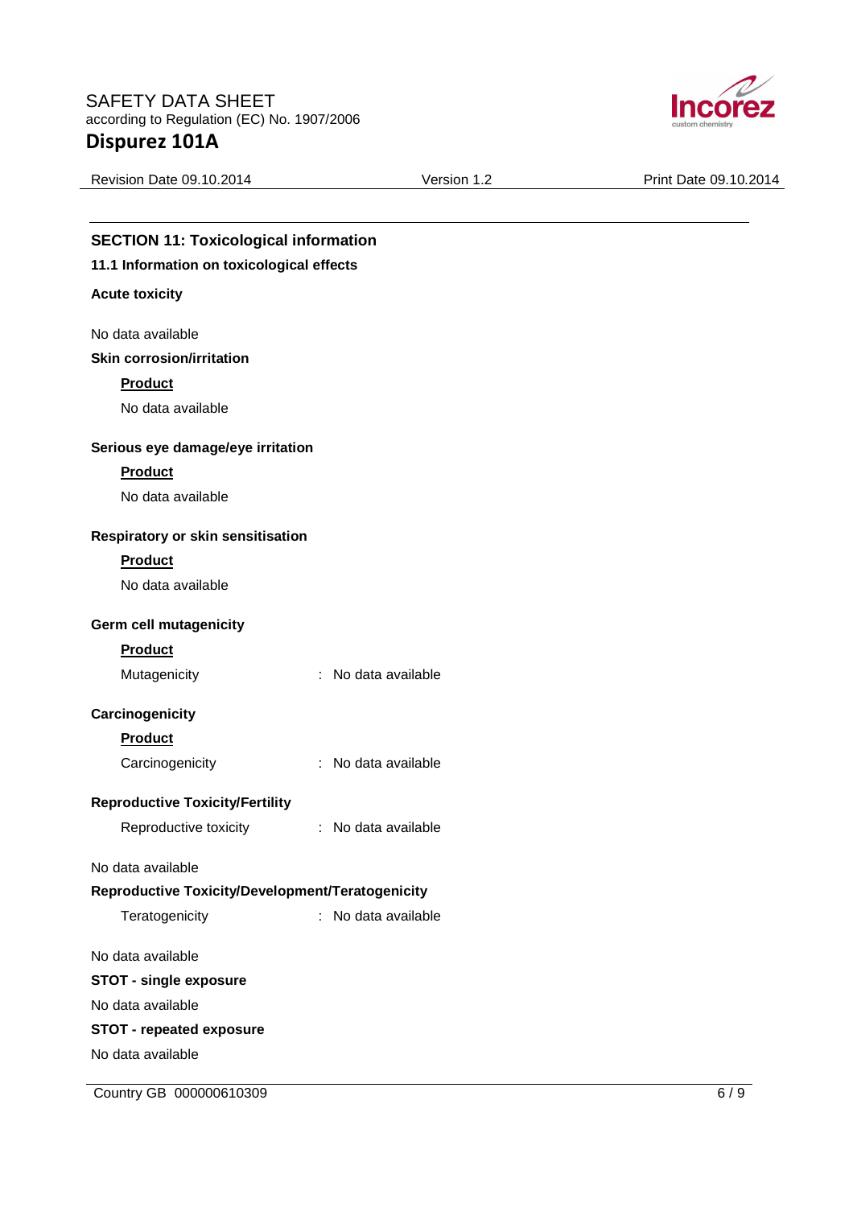## SECTION 11: Toxicological information

### 11.1 Information on toxicological effects

**Acute toxicity**

No data available

**Skin corrosion/irritation**

**Product**

No data available

**Serious eye damage/eye irritation**

**Product**

No data available

**Respiratory or skin sensitisation**

**Product**

No data available

**Germ cell mutagenicity**

**Product**

Mutagenicity : No data available

**Carcinogenicity**

**Product**

Carcinogenicity : No data available

**Reproductive Toxicity/Fertility**

Reproductive toxicity : No data available

No data available

**Reproductive Toxicity/Development/Teratogenicity**

Teratogenicity : No data available

No data available

**STOT - single exposure**

No data available

**STOT - repeated exposure**

No data available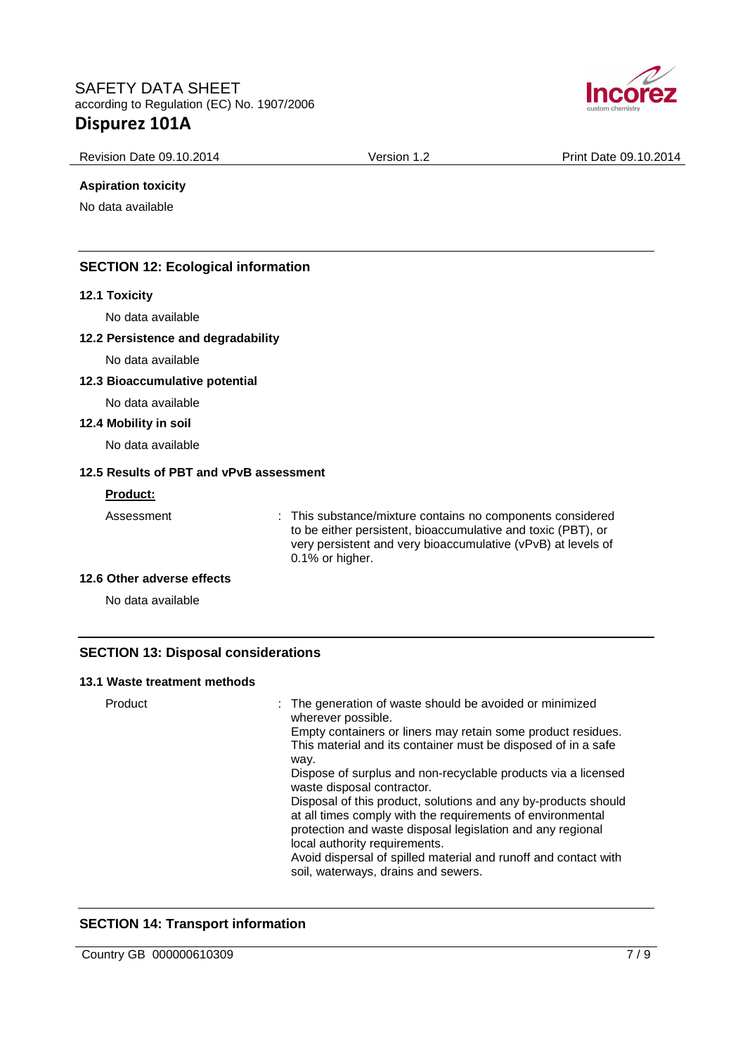**Aspiration toxicity**

No data available

## SECTION 12: Ecological information

### 12.1 Toxicity

No data available

### 12.2 Persistence and degradability

No data available

### 12.3 Bioaccumulative potential

No data available

### 12.4 Mobility in soil

No data available

### 12.5 Results of PBT and vPvB assessment

**Product:**

Assessment : This substance/mixture contains no components considered to be either persistent, bioaccumulative and toxic (PBT), or very persistent and very bioaccumulative (vPvB) at levels of 0.1% or higher.

### 12.6 Other adverse effects

No data available

## SECTION 13: Disposal considerations

### 13.1 Waste treatment methods

Product : The generation of waste should be avoided or minimized wherever possible.
Empty containers or liners may retain some product residues.
This material and its container must be disposed of in a safe way.
Dispose of surplus and non-recyclable products via a licensed waste disposal contractor.
Disposal of this product, solutions and any by-products should at all times comply with the requirements of environmental protection and waste disposal legislation and any regional local authority requirements.
Avoid dispersal of spilled material and runoff and contact with soil, waterways, drains and sewers.

## SECTION 14: Transport information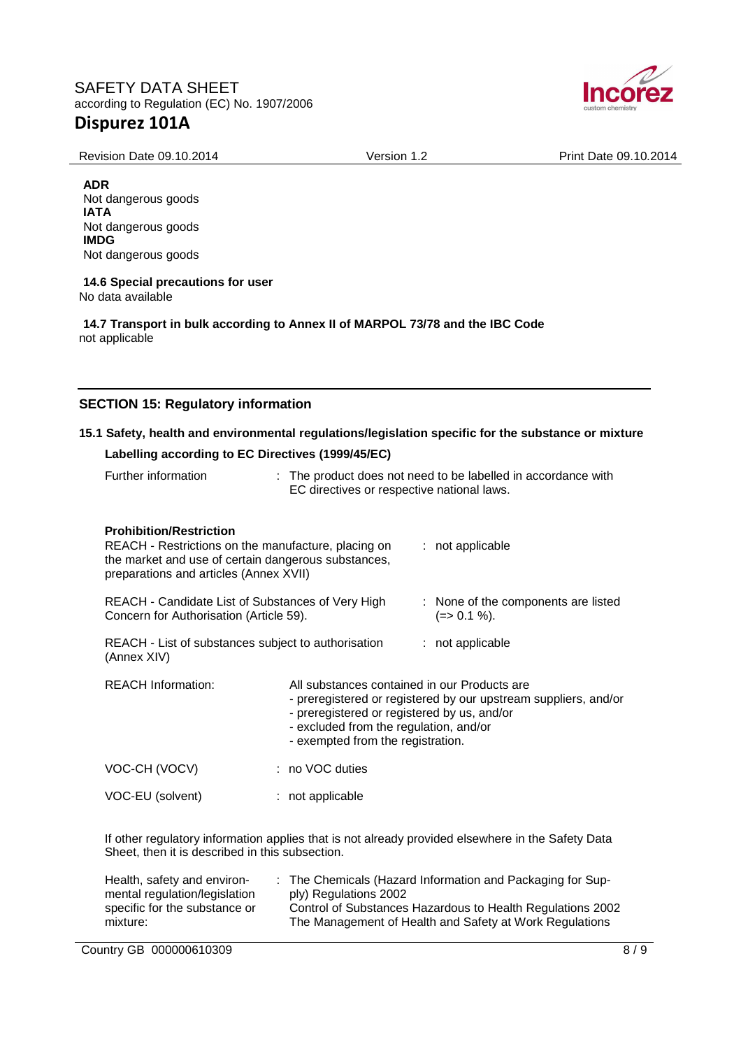**ADR**
Not dangerous goods
**IATA**
Not dangerous goods
**IMDG**
Not dangerous goods

**14.6 Special precautions for user**
No data available

**14.7 Transport in bulk according to Annex II of MARPOL 73/78 and the IBC Code**
not applicable

## SECTION 15: Regulatory information

### 15.1 Safety, health and environmental regulations/legislation specific for the substance or mixture

**Labelling according to EC Directives (1999/45/EC)**

| | |
|---|---|
| Further information | : The product does not need to be labelled in accordance with EC directives or respective national laws. |

**Prohibition/Restriction**

| | |
|---|---|
| REACH - Restrictions on the manufacture, placing on the market and use of certain dangerous substances, preparations and articles (Annex XVII) | : not applicable |
| REACH - Candidate List of Substances of Very High Concern for Authorisation (Article 59). | : None of the components are listed (=> 0.1 %). |
| REACH - List of substances subject to authorisation (Annex XIV) | : not applicable |

| | |
|---|---|
| REACH Information: | All substances contained in our Products are<br>- preregistered or registered by our upstream suppliers, and/or<br>- preregistered or registered by us, and/or<br>- excluded from the regulation, and/or<br>- exempted from the registration. |
| VOC-CH (VOCV) | : no VOC duties |
| VOC-EU (solvent) | : not applicable |

If other regulatory information applies that is not already provided elsewhere in the Safety Data Sheet, then it is described in this subsection.

| | |
|---|---|
| Health, safety and environmental regulation/legislation specific for the substance or mixture: | : The Chemicals (Hazard Information and Packaging for Supply) Regulations 2002<br>Control of Substances Hazardous to Health Regulations 2002<br>The Management of Health and Safety at Work Regulations |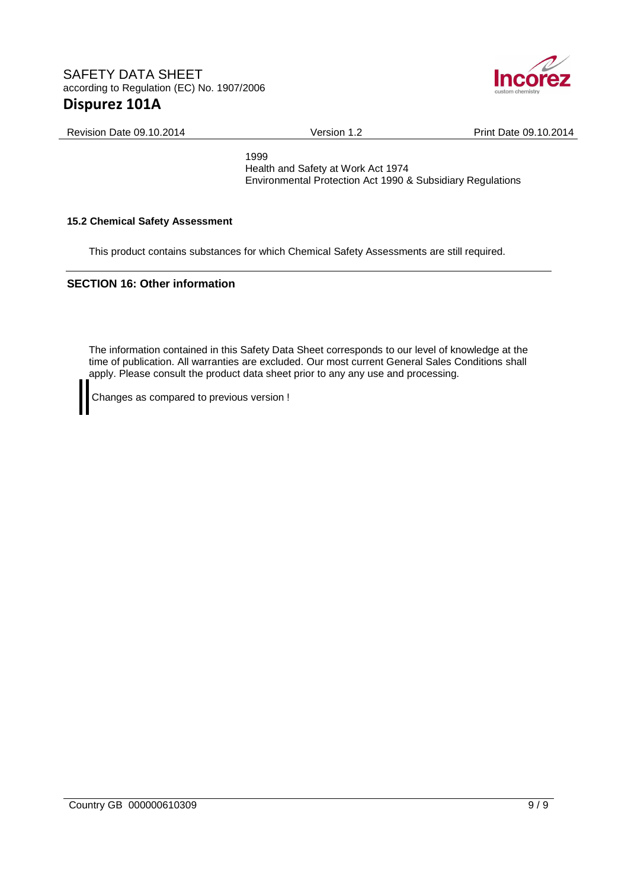1999
Health and Safety at Work Act 1974
Environmental Protection Act 1990 & Subsidiary Regulations

### 15.2 Chemical Safety Assessment

This product contains substances for which Chemical Safety Assessments are still required.

## SECTION 16: Other information

The information contained in this Safety Data Sheet corresponds to our level of knowledge at the time of publication. All warranties are excluded. Our most current General Sales Conditions shall apply. Please consult the product data sheet prior to any any use and processing.

Changes as compared to previous version !